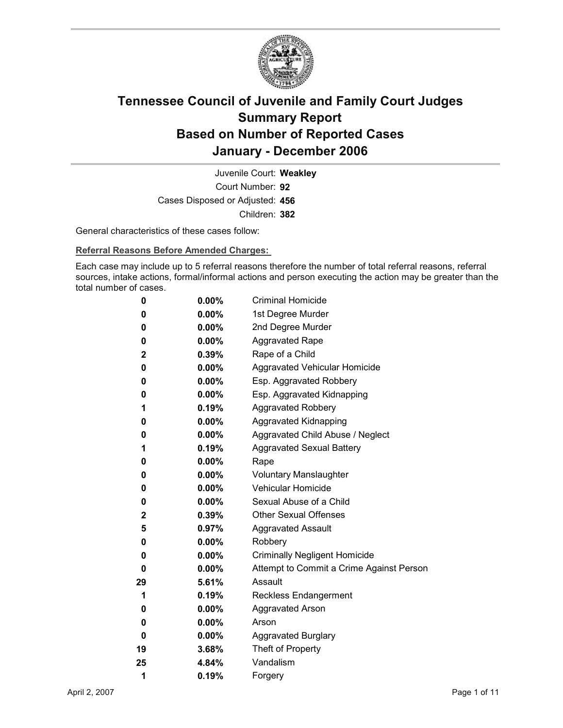# Tennessee Council of Juvenile and Family Court Judges
## Summary Report
## Based on Number of Reported Cases
## January - December 2006

Juvenile Court: **Weakley**
Court Number: **92**
Cases Disposed or Adjusted: **456**
Children: **382**

General characteristics of these cases follow:

**Referral Reasons Before Amended Charges:**

Each case may include up to 5 referral reasons therefore the number of total referral reasons, referral sources, intake actions, formal/informal actions and person executing the action may be greater than the total number of cases.

| | | |
|---|---|---|
| **0** | **0.00%** | Criminal Homicide |
| **0** | **0.00%** | 1st Degree Murder |
| **0** | **0.00%** | 2nd Degree Murder |
| **0** | **0.00%** | Aggravated Rape |
| **2** | **0.39%** | Rape of a Child |
| **0** | **0.00%** | Aggravated Vehicular Homicide |
| **0** | **0.00%** | Esp. Aggravated Robbery |
| **0** | **0.00%** | Esp. Aggravated Kidnapping |
| **1** | **0.19%** | Aggravated Robbery |
| **0** | **0.00%** | Aggravated Kidnapping |
| **0** | **0.00%** | Aggravated Child Abuse / Neglect |
| **1** | **0.19%** | Aggravated Sexual Battery |
| **0** | **0.00%** | Rape |
| **0** | **0.00%** | Voluntary Manslaughter |
| **0** | **0.00%** | Vehicular Homicide |
| **0** | **0.00%** | Sexual Abuse of a Child |
| **2** | **0.39%** | Other Sexual Offenses |
| **5** | **0.97%** | Aggravated Assault |
| **0** | **0.00%** | Robbery |
| **0** | **0.00%** | Criminally Negligent Homicide |
| **0** | **0.00%** | Attempt to Commit a Crime Against Person |
| **29** | **5.61%** | Assault |
| **1** | **0.19%** | Reckless Endangerment |
| **0** | **0.00%** | Aggravated Arson |
| **0** | **0.00%** | Arson |
| **0** | **0.00%** | Aggravated Burglary |
| **19** | **3.68%** | Theft of Property |
| **25** | **4.84%** | Vandalism |
| **1** | **0.19%** | Forgery |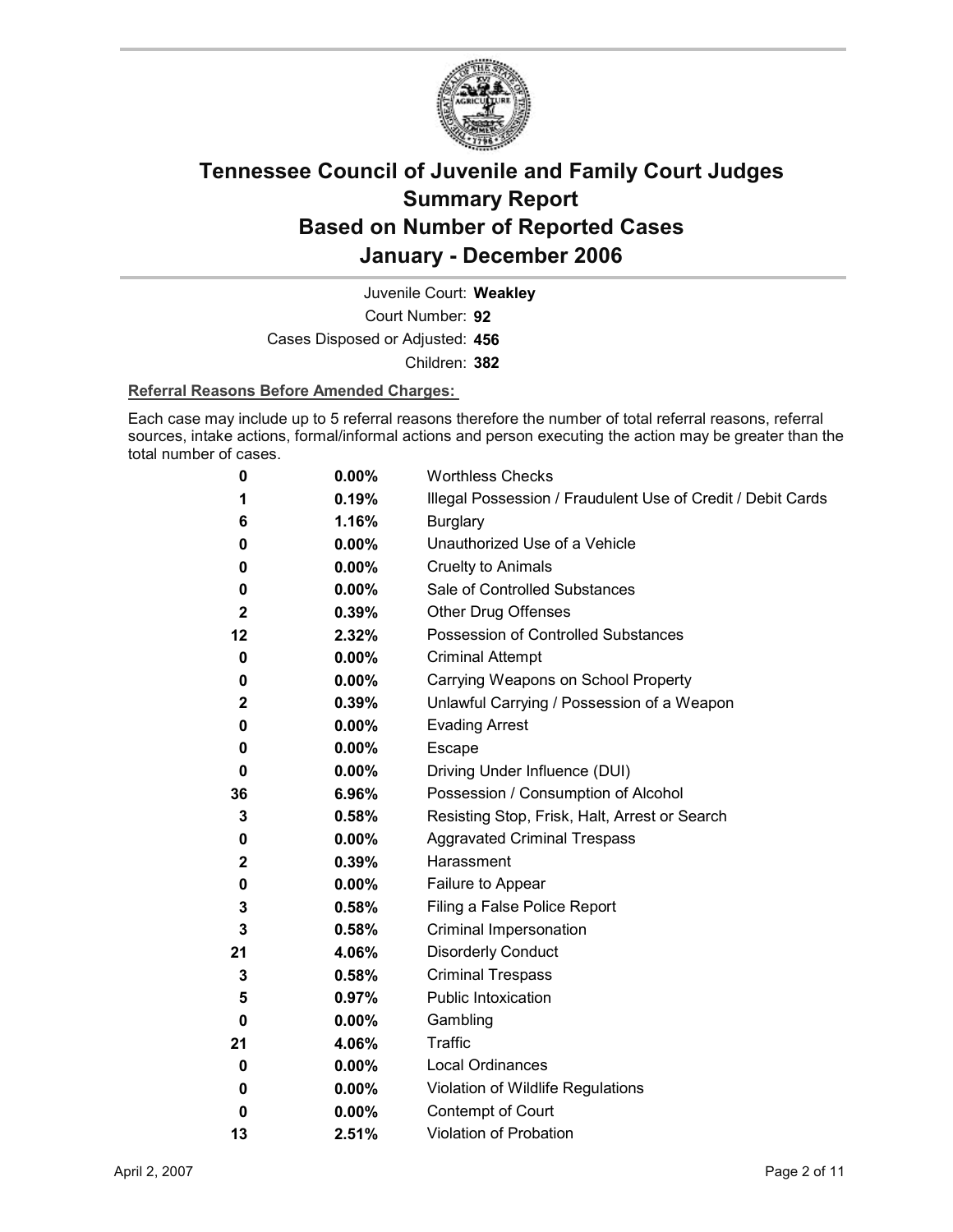# Tennessee Council of Juvenile and Family Court Judges
# Summary Report
# Based on Number of Reported Cases
# January - December 2006

Juvenile Court: **Weakley**

Court Number: **92**

Cases Disposed or Adjusted: **456**

Children: **382**

**Referral Reasons Before Amended Charges:**

Each case may include up to 5 referral reasons therefore the number of total referral reasons, referral sources, intake actions, formal/informal actions and person executing the action may be greater than the total number of cases.

| | | |
|---|---|---|
| **0** | **0.00%** | Worthless Checks |
| **1** | **0.19%** | Illegal Possession / Fraudulent Use of Credit / Debit Cards |
| **6** | **1.16%** | Burglary |
| **0** | **0.00%** | Unauthorized Use of a Vehicle |
| **0** | **0.00%** | Cruelty to Animals |
| **0** | **0.00%** | Sale of Controlled Substances |
| **2** | **0.39%** | Other Drug Offenses |
| **12** | **2.32%** | Possession of Controlled Substances |
| **0** | **0.00%** | Criminal Attempt |
| **0** | **0.00%** | Carrying Weapons on School Property |
| **2** | **0.39%** | Unlawful Carrying / Possession of a Weapon |
| **0** | **0.00%** | Evading Arrest |
| **0** | **0.00%** | Escape |
| **0** | **0.00%** | Driving Under Influence (DUI) |
| **36** | **6.96%** | Possession / Consumption of Alcohol |
| **3** | **0.58%** | Resisting Stop, Frisk, Halt, Arrest or Search |
| **0** | **0.00%** | Aggravated Criminal Trespass |
| **2** | **0.39%** | Harassment |
| **0** | **0.00%** | Failure to Appear |
| **3** | **0.58%** | Filing a False Police Report |
| **3** | **0.58%** | Criminal Impersonation |
| **21** | **4.06%** | Disorderly Conduct |
| **3** | **0.58%** | Criminal Trespass |
| **5** | **0.97%** | Public Intoxication |
| **0** | **0.00%** | Gambling |
| **21** | **4.06%** | Traffic |
| **0** | **0.00%** | Local Ordinances |
| **0** | **0.00%** | Violation of Wildlife Regulations |
| **0** | **0.00%** | Contempt of Court |
| **13** | **2.51%** | Violation of Probation |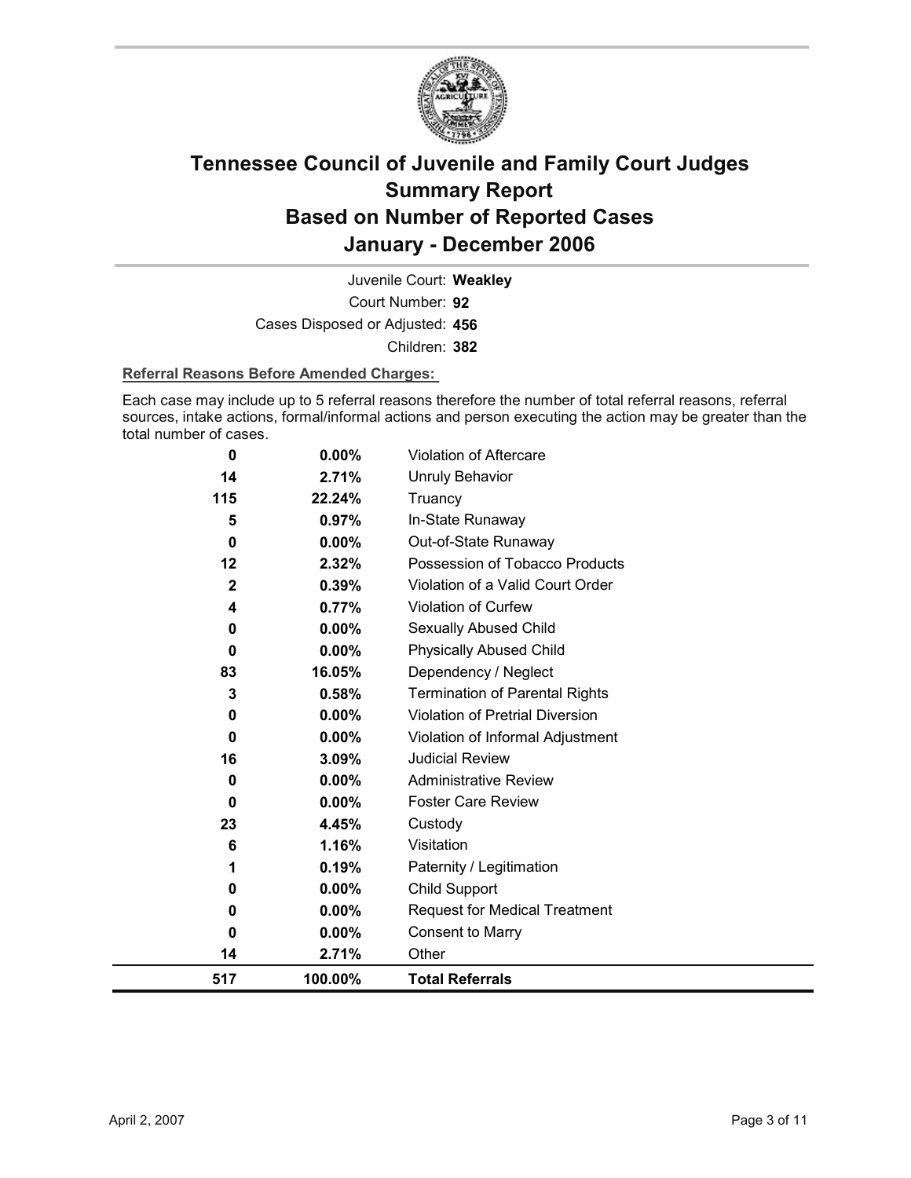# Tennessee Council of Juvenile and Family Court Judges Summary Report Based on Number of Reported Cases January - December 2006

Juvenile Court: **Weakley**

Court Number: **92**

Cases Disposed or Adjusted: **456**

Children: **382**

**Referral Reasons Before Amended Charges:**

Each case may include up to 5 referral reasons therefore the number of total referral reasons, referral sources, intake actions, formal/informal actions and person executing the action may be greater than the total number of cases.

| Count | Percent | Referral Reason |
|---|---|---|
| 0 | 0.00% | Violation of Aftercare |
| 14 | 2.71% | Unruly Behavior |
| 115 | 22.24% | Truancy |
| 5 | 0.97% | In-State Runaway |
| 0 | 0.00% | Out-of-State Runaway |
| 12 | 2.32% | Possession of Tobacco Products |
| 2 | 0.39% | Violation of a Valid Court Order |
| 4 | 0.77% | Violation of Curfew |
| 0 | 0.00% | Sexually Abused Child |
| 0 | 0.00% | Physically Abused Child |
| 83 | 16.05% | Dependency / Neglect |
| 3 | 0.58% | Termination of Parental Rights |
| 0 | 0.00% | Violation of Pretrial Diversion |
| 0 | 0.00% | Violation of Informal Adjustment |
| 16 | 3.09% | Judicial Review |
| 0 | 0.00% | Administrative Review |
| 0 | 0.00% | Foster Care Review |
| 23 | 4.45% | Custody |
| 6 | 1.16% | Visitation |
| 1 | 0.19% | Paternity / Legitimation |
| 0 | 0.00% | Child Support |
| 0 | 0.00% | Request for Medical Treatment |
| 0 | 0.00% | Consent to Marry |
| 14 | 2.71% | Other |
| **517** | **100.00%** | **Total Referrals** |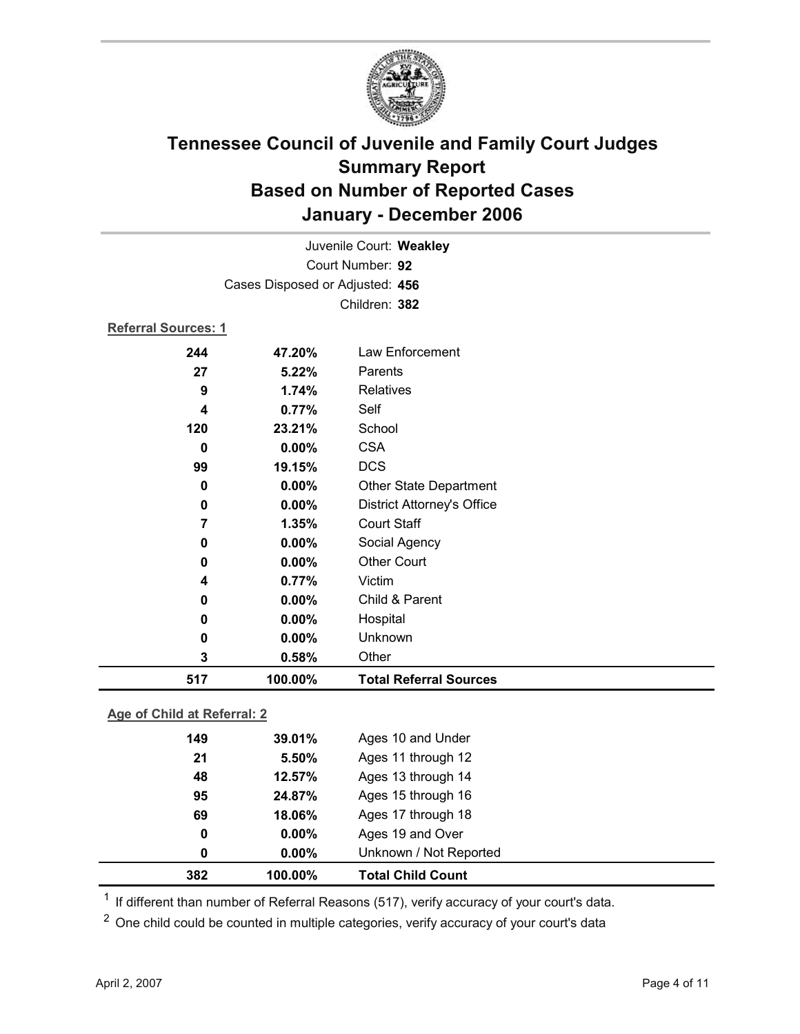# Tennessee Council of Juvenile and Family Court Judges
# Summary Report
# Based on Number of Reported Cases
# January - December 2006

Juvenile Court: **Weakley**

Court Number: **92**

Cases Disposed or Adjusted: **456**

Children: **382**

**Referral Sources: 1**

| Count | Percent | Source |
|---|---|---|
| 244 | 47.20% | Law Enforcement |
| 27 | 5.22% | Parents |
| 9 | 1.74% | Relatives |
| 4 | 0.77% | Self |
| 120 | 23.21% | School |
| 0 | 0.00% | CSA |
| 99 | 19.15% | DCS |
| 0 | 0.00% | Other State Department |
| 0 | 0.00% | District Attorney's Office |
| 7 | 1.35% | Court Staff |
| 0 | 0.00% | Social Agency |
| 0 | 0.00% | Other Court |
| 4 | 0.77% | Victim |
| 0 | 0.00% | Child & Parent |
| 0 | 0.00% | Hospital |
| 0 | 0.00% | Unknown |
| 3 | 0.58% | Other |
| **517** | **100.00%** | **Total Referral Sources** |

**Age of Child at Referral: 2**

| Count | Percent | Age |
|---|---|---|
| 149 | 39.01% | Ages 10 and Under |
| 21 | 5.50% | Ages 11 through 12 |
| 48 | 12.57% | Ages 13 through 14 |
| 95 | 24.87% | Ages 15 through 16 |
| 69 | 18.06% | Ages 17 through 18 |
| 0 | 0.00% | Ages 19 and Over |
| 0 | 0.00% | Unknown / Not Reported |
| **382** | **100.00%** | **Total Child Count** |

[1] If different than number of Referral Reasons (517), verify accuracy of your court's data.

[2] One child could be counted in multiple categories, verify accuracy of your court's data

April 2, 2007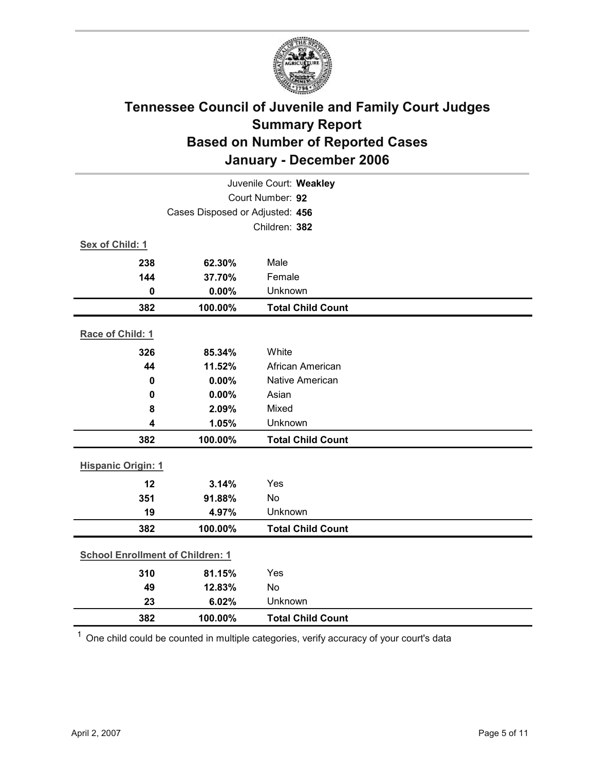# Tennessee Council of Juvenile and Family Court Judges
## Summary Report
## Based on Number of Reported Cases
## January - December 2006

Juvenile Court: **Weakley**

Court Number: **92**

Cases Disposed or Adjusted: **456**

Children: **382**

**Sex of Child: 1**

| | | |
|---|---|---|
| **238** | **62.30%** | Male |
| **144** | **37.70%** | Female |
| **0** | **0.00%** | Unknown |
| **382** | **100.00%** | **Total Child Count** |

**Race of Child: 1**

| | | |
|---|---|---|
| **326** | **85.34%** | White |
| **44** | **11.52%** | African American |
| **0** | **0.00%** | Native American |
| **0** | **0.00%** | Asian |
| **8** | **2.09%** | Mixed |
| **4** | **1.05%** | Unknown |
| **382** | **100.00%** | **Total Child Count** |

**Hispanic Origin: 1**

| | | |
|---|---|---|
| **12** | **3.14%** | Yes |
| **351** | **91.88%** | No |
| **19** | **4.97%** | Unknown |
| **382** | **100.00%** | **Total Child Count** |

**School Enrollment of Children: 1**

| | | |
|---|---|---|
| **310** | **81.15%** | Yes |
| **49** | **12.83%** | No |
| **23** | **6.02%** | Unknown |
| **382** | **100.00%** | **Total Child Count** |

[1] One child could be counted in multiple categories, verify accuracy of your court's data

April 2, 2007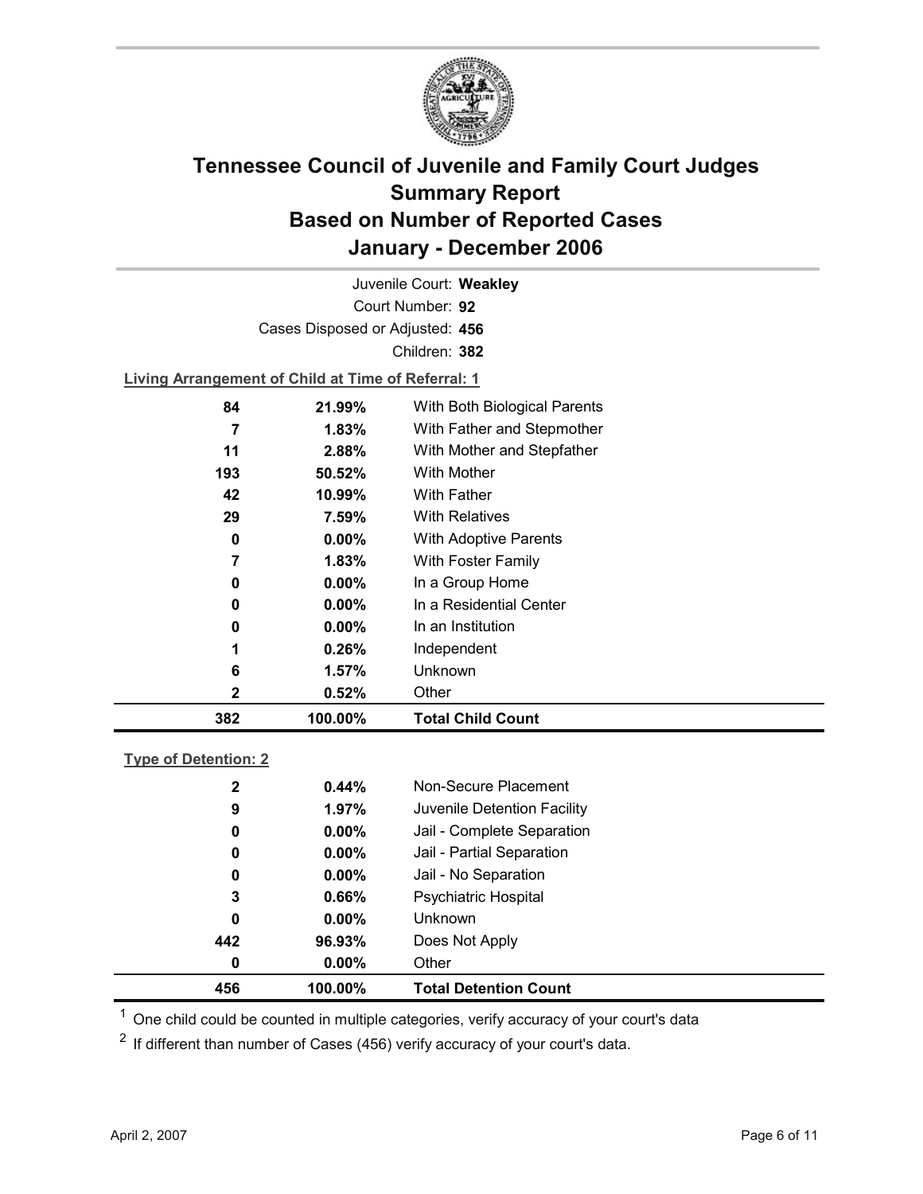# Tennessee Council of Juvenile and Family Court Judges
# Summary Report
# Based on Number of Reported Cases
# January - December 2006

Juvenile Court: **Weakley**

Court Number: **92**

Cases Disposed or Adjusted: **456**

Children: **382**

**Living Arrangement of Child at Time of Referral: 1**

| Count | Percent | Category |
|---|---|---|
| 84 | 21.99% | With Both Biological Parents |
| 7 | 1.83% | With Father and Stepmother |
| 11 | 2.88% | With Mother and Stepfather |
| 193 | 50.52% | With Mother |
| 42 | 10.99% | With Father |
| 29 | 7.59% | With Relatives |
| 0 | 0.00% | With Adoptive Parents |
| 7 | 1.83% | With Foster Family |
| 0 | 0.00% | In a Group Home |
| 0 | 0.00% | In a Residential Center |
| 0 | 0.00% | In an Institution |
| 1 | 0.26% | Independent |
| 6 | 1.57% | Unknown |
| 2 | 0.52% | Other |
| **382** | **100.00%** | **Total Child Count** |

**Type of Detention: 2**

| Count | Percent | Category |
|---|---|---|
| 2 | 0.44% | Non-Secure Placement |
| 9 | 1.97% | Juvenile Detention Facility |
| 0 | 0.00% | Jail - Complete Separation |
| 0 | 0.00% | Jail - Partial Separation |
| 0 | 0.00% | Jail - No Separation |
| 3 | 0.66% | Psychiatric Hospital |
| 0 | 0.00% | Unknown |
| 442 | 96.93% | Does Not Apply |
| 0 | 0.00% | Other |
| **456** | **100.00%** | **Total Detention Count** |

[1] One child could be counted in multiple categories, verify accuracy of your court's data

[2] If different than number of Cases (456) verify accuracy of your court's data.

April 2, 2007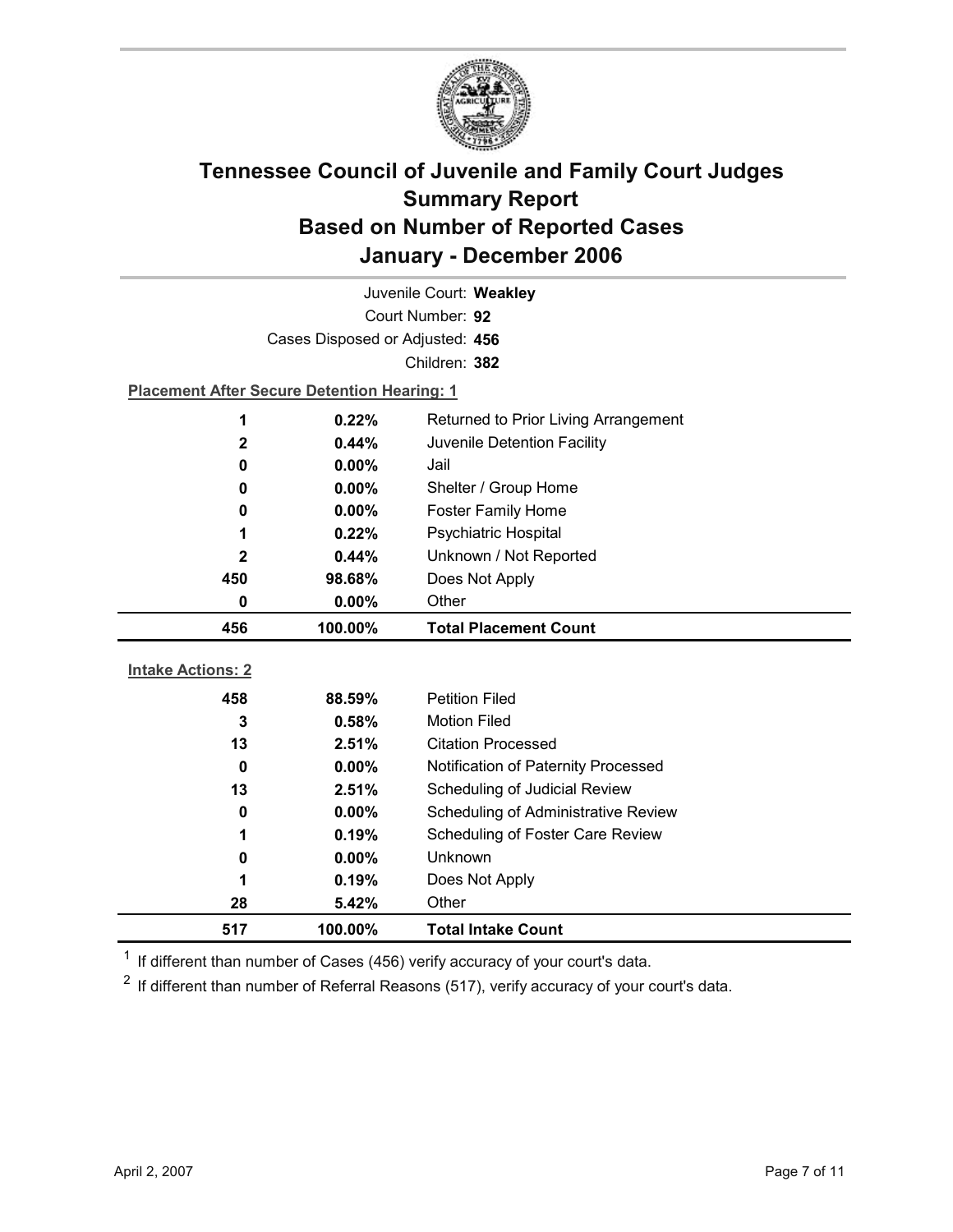# Tennessee Council of Juvenile and Family Court Judges
## Summary Report
## Based on Number of Reported Cases
## January - December 2006

Juvenile Court: **Weakley**

Court Number: **92**

Cases Disposed or Adjusted: **456**

Children: **382**

**Placement After Secure Detention Hearing: 1**

| Count | Percent | Placement |
|---|---|---|
| 1 | 0.22% | Returned to Prior Living Arrangement |
| 2 | 0.44% | Juvenile Detention Facility |
| 0 | 0.00% | Jail |
| 0 | 0.00% | Shelter / Group Home |
| 0 | 0.00% | Foster Family Home |
| 1 | 0.22% | Psychiatric Hospital |
| 2 | 0.44% | Unknown / Not Reported |
| 450 | 98.68% | Does Not Apply |
| 0 | 0.00% | Other |
| **456** | **100.00%** | **Total Placement Count** |

**Intake Actions: 2**

| Count | Percent | Intake Action |
|---|---|---|
| 458 | 88.59% | Petition Filed |
| 3 | 0.58% | Motion Filed |
| 13 | 2.51% | Citation Processed |
| 0 | 0.00% | Notification of Paternity Processed |
| 13 | 2.51% | Scheduling of Judicial Review |
| 0 | 0.00% | Scheduling of Administrative Review |
| 1 | 0.19% | Scheduling of Foster Care Review |
| 0 | 0.00% | Unknown |
| 1 | 0.19% | Does Not Apply |
| 28 | 5.42% | Other |
| **517** | **100.00%** | **Total Intake Count** |

[1] If different than number of Cases (456) verify accuracy of your court's data.

[2] If different than number of Referral Reasons (517), verify accuracy of your court's data.

April 2, 2007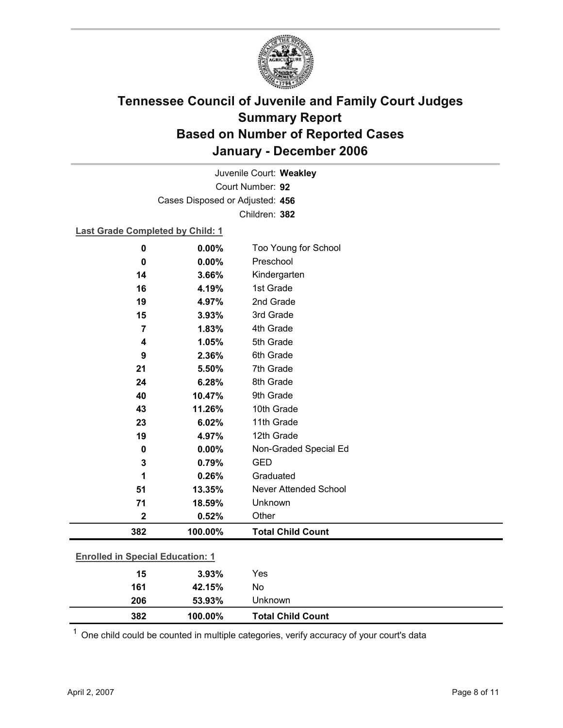# Tennessee Council of Juvenile and Family Court Judges
## Summary Report
## Based on Number of Reported Cases
## January - December 2006

Juvenile Court: **Weakley**

Court Number: **92**

Cases Disposed or Adjusted: **456**

Children: **382**

**Last Grade Completed by Child: 1**

| Count | Percent | Category |
|---|---|---|
| 0 | 0.00% | Too Young for School |
| 0 | 0.00% | Preschool |
| 14 | 3.66% | Kindergarten |
| 16 | 4.19% | 1st Grade |
| 19 | 4.97% | 2nd Grade |
| 15 | 3.93% | 3rd Grade |
| 7 | 1.83% | 4th Grade |
| 4 | 1.05% | 5th Grade |
| 9 | 2.36% | 6th Grade |
| 21 | 5.50% | 7th Grade |
| 24 | 6.28% | 8th Grade |
| 40 | 10.47% | 9th Grade |
| 43 | 11.26% | 10th Grade |
| 23 | 6.02% | 11th Grade |
| 19 | 4.97% | 12th Grade |
| 0 | 0.00% | Non-Graded Special Ed |
| 3 | 0.79% | GED |
| 1 | 0.26% | Graduated |
| 51 | 13.35% | Never Attended School |
| 71 | 18.59% | Unknown |
| 2 | 0.52% | Other |
| **382** | **100.00%** | **Total Child Count** |

**Enrolled in Special Education: 1**

| Count | Percent | Category |
|---|---|---|
| 15 | 3.93% | Yes |
| 161 | 42.15% | No |
| 206 | 53.93% | Unknown |
| **382** | **100.00%** | **Total Child Count** |

[1] One child could be counted in multiple categories, verify accuracy of your court's data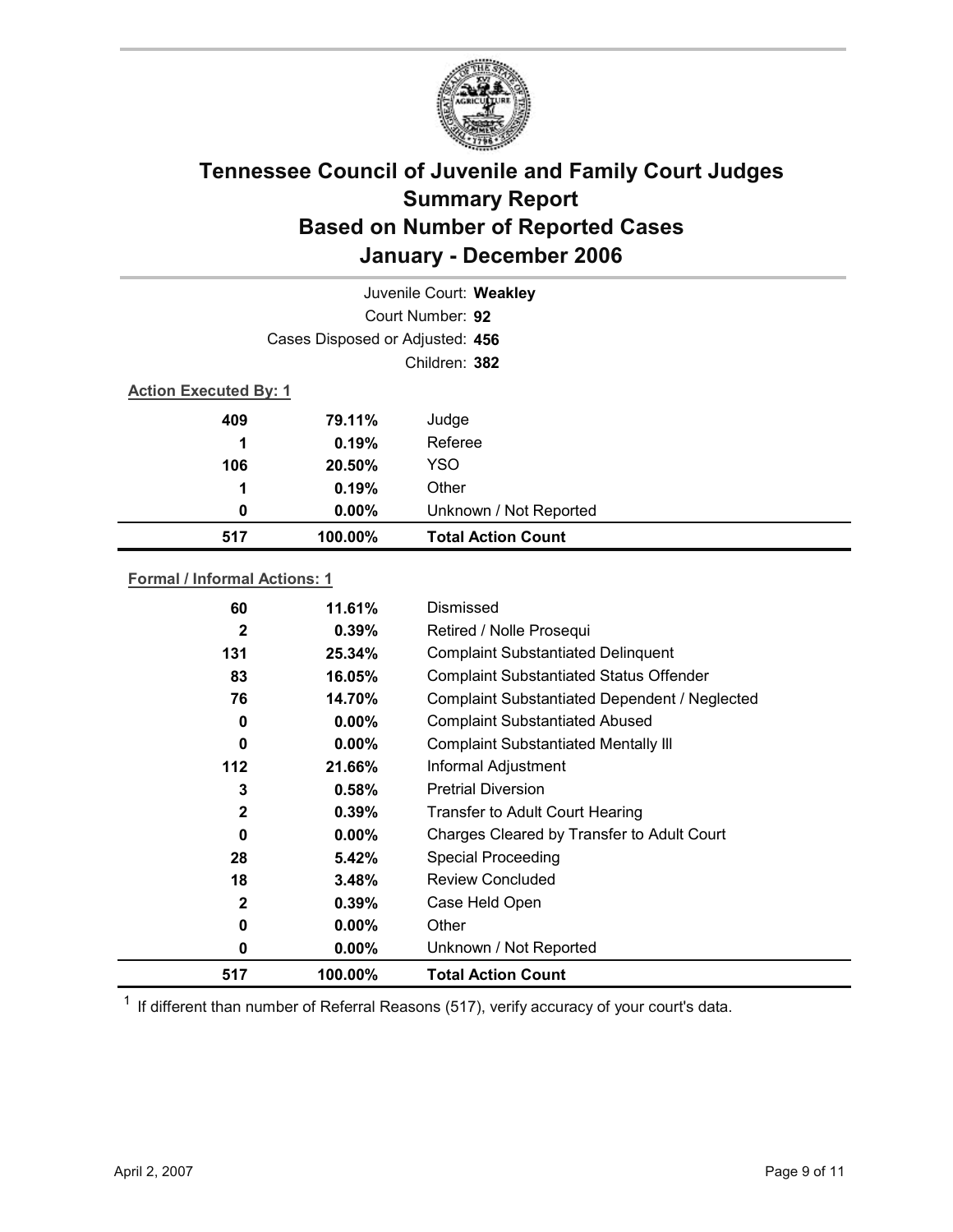# Tennessee Council of Juvenile and Family Court Judges
# Summary Report
# Based on Number of Reported Cases
# January - December 2006

Juvenile Court: **Weakley**

Court Number: **92**

Cases Disposed or Adjusted: **456**

Children: **382**

**Action Executed By: 1**

| | | |
|---|---|---|
| 409 | 79.11% | Judge |
| 1 | 0.19% | Referee |
| 106 | 20.50% | YSO |
| 1 | 0.19% | Other |
| 0 | 0.00% | Unknown / Not Reported |
| **517** | **100.00%** | **Total Action Count** |

**Formal / Informal Actions: 1**

| | | |
|---|---|---|
| 60 | 11.61% | Dismissed |
| 2 | 0.39% | Retired / Nolle Prosequi |
| 131 | 25.34% | Complaint Substantiated Delinquent |
| 83 | 16.05% | Complaint Substantiated Status Offender |
| 76 | 14.70% | Complaint Substantiated Dependent / Neglected |
| 0 | 0.00% | Complaint Substantiated Abused |
| 0 | 0.00% | Complaint Substantiated Mentally Ill |
| 112 | 21.66% | Informal Adjustment |
| 3 | 0.58% | Pretrial Diversion |
| 2 | 0.39% | Transfer to Adult Court Hearing |
| 0 | 0.00% | Charges Cleared by Transfer to Adult Court |
| 28 | 5.42% | Special Proceeding |
| 18 | 3.48% | Review Concluded |
| 2 | 0.39% | Case Held Open |
| 0 | 0.00% | Other |
| 0 | 0.00% | Unknown / Not Reported |
| **517** | **100.00%** | **Total Action Count** |

[1] If different than number of Referral Reasons (517), verify accuracy of your court's data.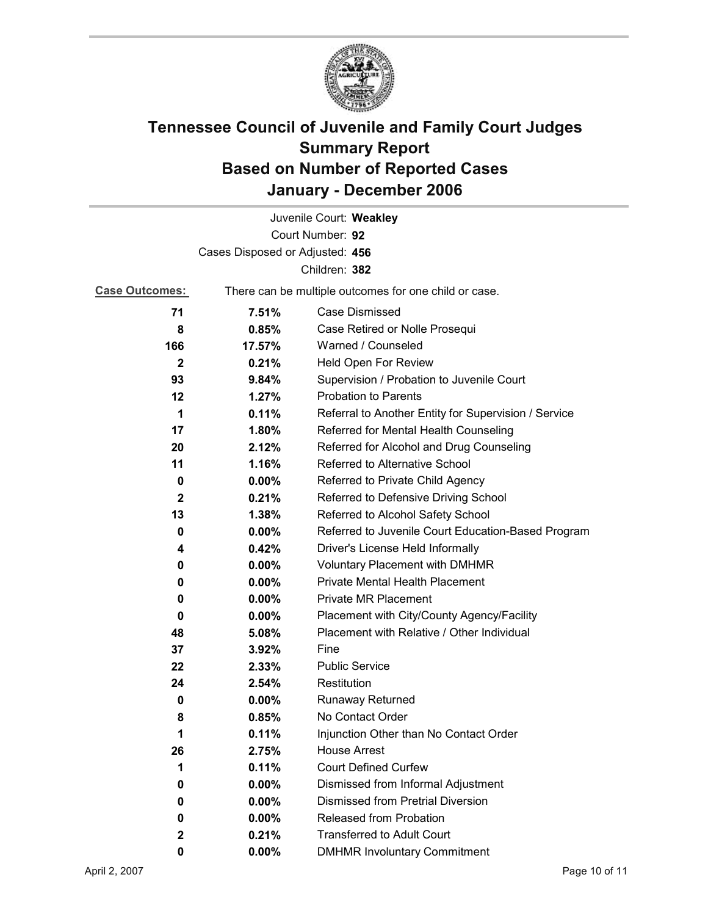# Tennessee Council of Juvenile and Family Court Judges
# Summary Report
# Based on Number of Reported Cases
# January - December 2006

Juvenile Court: **Weakley**
Court Number: **92**
Cases Disposed or Adjusted: **456**
Children: **382**

**Case Outcomes:** There can be multiple outcomes for one child or case.

| Count | Percent | Outcome |
|---|---|---|
| **71** | **7.51%** | Case Dismissed |
| **8** | **0.85%** | Case Retired or Nolle Prosequi |
| **166** | **17.57%** | Warned / Counseled |
| **2** | **0.21%** | Held Open For Review |
| **93** | **9.84%** | Supervision / Probation to Juvenile Court |
| **12** | **1.27%** | Probation to Parents |
| **1** | **0.11%** | Referral to Another Entity for Supervision / Service |
| **17** | **1.80%** | Referred for Mental Health Counseling |
| **20** | **2.12%** | Referred for Alcohol and Drug Counseling |
| **11** | **1.16%** | Referred to Alternative School |
| **0** | **0.00%** | Referred to Private Child Agency |
| **2** | **0.21%** | Referred to Defensive Driving School |
| **13** | **1.38%** | Referred to Alcohol Safety School |
| **0** | **0.00%** | Referred to Juvenile Court Education-Based Program |
| **4** | **0.42%** | Driver's License Held Informally |
| **0** | **0.00%** | Voluntary Placement with DMHMR |
| **0** | **0.00%** | Private Mental Health Placement |
| **0** | **0.00%** | Private MR Placement |
| **0** | **0.00%** | Placement with City/County Agency/Facility |
| **48** | **5.08%** | Placement with Relative / Other Individual |
| **37** | **3.92%** | Fine |
| **22** | **2.33%** | Public Service |
| **24** | **2.54%** | Restitution |
| **0** | **0.00%** | Runaway Returned |
| **8** | **0.85%** | No Contact Order |
| **1** | **0.11%** | Injunction Other than No Contact Order |
| **26** | **2.75%** | House Arrest |
| **1** | **0.11%** | Court Defined Curfew |
| **0** | **0.00%** | Dismissed from Informal Adjustment |
| **0** | **0.00%** | Dismissed from Pretrial Diversion |
| **0** | **0.00%** | Released from Probation |
| **2** | **0.21%** | Transferred to Adult Court |
| **0** | **0.00%** | DMHMR Involuntary Commitment |

April 2, 2007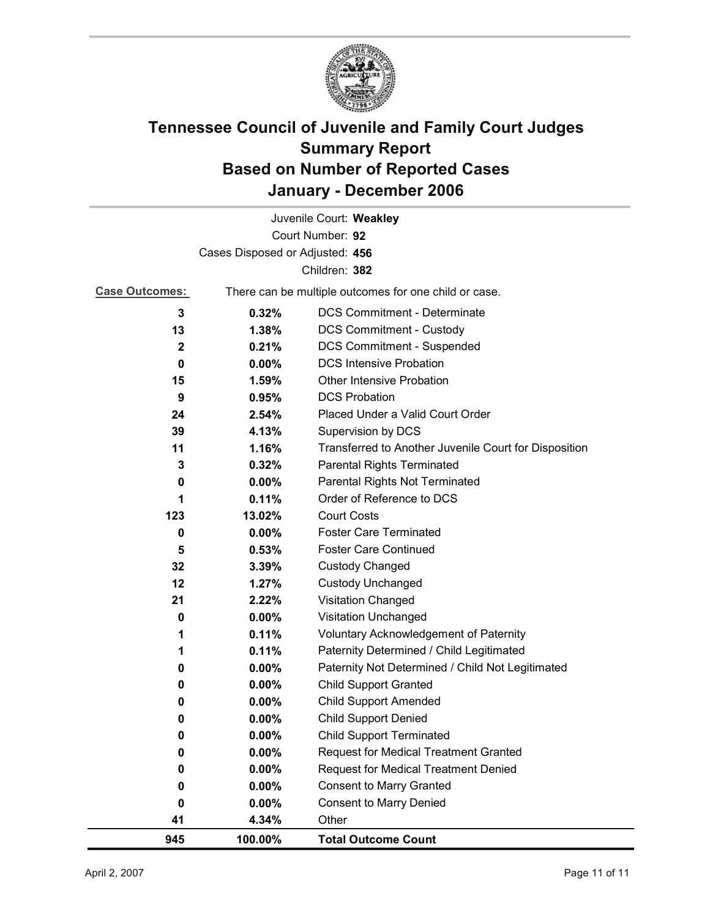# Tennessee Council of Juvenile and Family Court Judges
# Summary Report
# Based on Number of Reported Cases
# January - December 2006

Juvenile Court: **Weakley**

Court Number: **92**

Cases Disposed or Adjusted: **456**

Children: **382**

**Case Outcomes:** There can be multiple outcomes for one child or case.

| | | |
|---|---|---|
| **3** | **0.32%** | DCS Commitment - Determinate |
| **13** | **1.38%** | DCS Commitment - Custody |
| **2** | **0.21%** | DCS Commitment - Suspended |
| **0** | **0.00%** | DCS Intensive Probation |
| **15** | **1.59%** | Other Intensive Probation |
| **9** | **0.95%** | DCS Probation |
| **24** | **2.54%** | Placed Under a Valid Court Order |
| **39** | **4.13%** | Supervision by DCS |
| **11** | **1.16%** | Transferred to Another Juvenile Court for Disposition |
| **3** | **0.32%** | Parental Rights Terminated |
| **0** | **0.00%** | Parental Rights Not Terminated |
| **1** | **0.11%** | Order of Reference to DCS |
| **123** | **13.02%** | Court Costs |
| **0** | **0.00%** | Foster Care Terminated |
| **5** | **0.53%** | Foster Care Continued |
| **32** | **3.39%** | Custody Changed |
| **12** | **1.27%** | Custody Unchanged |
| **21** | **2.22%** | Visitation Changed |
| **0** | **0.00%** | Visitation Unchanged |
| **1** | **0.11%** | Voluntary Acknowledgement of Paternity |
| **1** | **0.11%** | Paternity Determined / Child Legitimated |
| **0** | **0.00%** | Paternity Not Determined / Child Not Legitimated |
| **0** | **0.00%** | Child Support Granted |
| **0** | **0.00%** | Child Support Amended |
| **0** | **0.00%** | Child Support Denied |
| **0** | **0.00%** | Child Support Terminated |
| **0** | **0.00%** | Request for Medical Treatment Granted |
| **0** | **0.00%** | Request for Medical Treatment Denied |
| **0** | **0.00%** | Consent to Marry Granted |
| **0** | **0.00%** | Consent to Marry Denied |
| **41** | **4.34%** | Other |
| **945** | **100.00%** | **Total Outcome Count** |